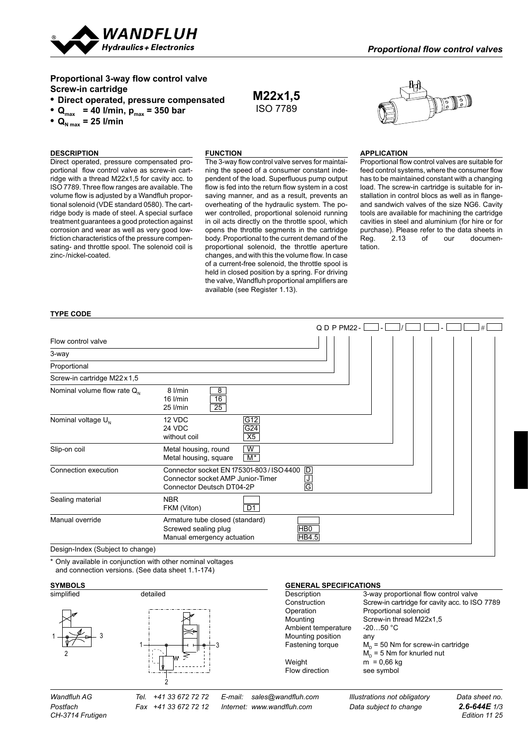*Proportional flow control valves*

## Proportional 3-way flow control valve Screw-in cartridge

- **Direct operated, pressure compensated**
- **$Q_{max}$ = 40 l/min, $p_{max}$ = 350 bar**
- **$Q_{N\,max}$ = 25 l/min**

**M22x1,5**
ISO 7789

### DESCRIPTION

Direct operated, pressure compensated proportional flow control valve as screw-in cartridge with a thread M22x1,5 for cavity acc. to ISO 7789. Three flow ranges are available. The volume flow is adjusted by a Wandfluh proportional solenoid (VDE standard 0580). The cartridge body is made of steel. A special surface treatment guarantees a good protection against corrosion and wear as well as very good low-friction characteristics of the pressure compensating- and throttle spool. The solenoid coil is zinc-/nickel-coated.

### FUNCTION

The 3-way flow control valve serves for maintaining the speed of a consumer constant independent of the load. Superfluous pump output flow is fed into the return flow system in a cost saving manner, and as a result, prevents an overheating of the hydraulic system. The power controlled, proportional solenoid running in oil acts directly on the throttle spool, which opens the throttle segments in the cartridge body. Proportional to the current demand of the proportional solenoid, the throttle aperture changes, and with this the volume flow. In case of a current-free solenoid, the throttle spool is held in closed position by a spring. For driving the valve, Wandfluh proportional amplifiers are available (see Register 1.13).

### APPLICATION

Proportional flow control valves are suitable for feed control systems, where the consumer flow has to be maintained constant with a changing load. The screw-in cartridge is suitable for installation in control blocs as well as in flange- and sandwich valves of the size NG6. Cavity tools are available for machining the cartridge cavities in steel and aluminium (for hire or for purchase). Please refer to the data sheets in Reg. 2.13 of our documentation.

### TYPE CODE

Q D P PM22 - [ ] - [ ] / [ ] [ ] - [ ] [ ] # [ ]

| | | |
|---|---|---|
| Flow control valve | | Q |
| 3-way | | D |
| Proportional | | P |
| Screw-in cartridge M22x1,5 | | PM22 |
| Nominal volume flow rate $Q_N$ | 8 l/min | 8 |
| | 16 l/min | 16 |
| | 25 l/min | 25 |
| Nominal voltage $U_N$ | 12 VDC | G12 |
| | 24 VDC | G24 |
| | without coil | X5 |
| Slip-on coil | Metal housing, round | W |
| | Metal housing, square | M* |
| Connection execution | Connector socket EN 175301-803 / ISO 4400 | D |
| | Connector socket AMP Junior-Timer | J |
| | Connector Deutsch DT04-2P | G |
| Sealing material | NBR | |
| | FKM (Viton) | D1 |
| Manual override | Armature tube closed (standard) | |
| | Screwed sealing plug | HB0 |
| | Manual emergency actuation | HB4.5 |
| Design-Index (Subject to change) | | |

\* Only available in conjunction with other nominal voltages and connection versions. (See data sheet 1.1-174)

### SYMBOLS

simplified / detailed

### GENERAL SPECIFICATIONS

| | |
|---|---|
| Description | 3-way proportional flow control valve |
| Construction | Screw-in cartridge for cavity acc. to ISO 7789 |
| Operation | Proportional solenoid |
| Mounting | Screw-in thread M22x1,5 |
| Ambient temperature | -20…50 °C |
| Mounting position | any |
| Fastening torque | $M_D$ = 50 Nm for screw-in cartridge |
| | $M_D$ = 5 Nm for knurled nut |
| Weight | m = 0,66 kg |
| Flow direction | see symbol |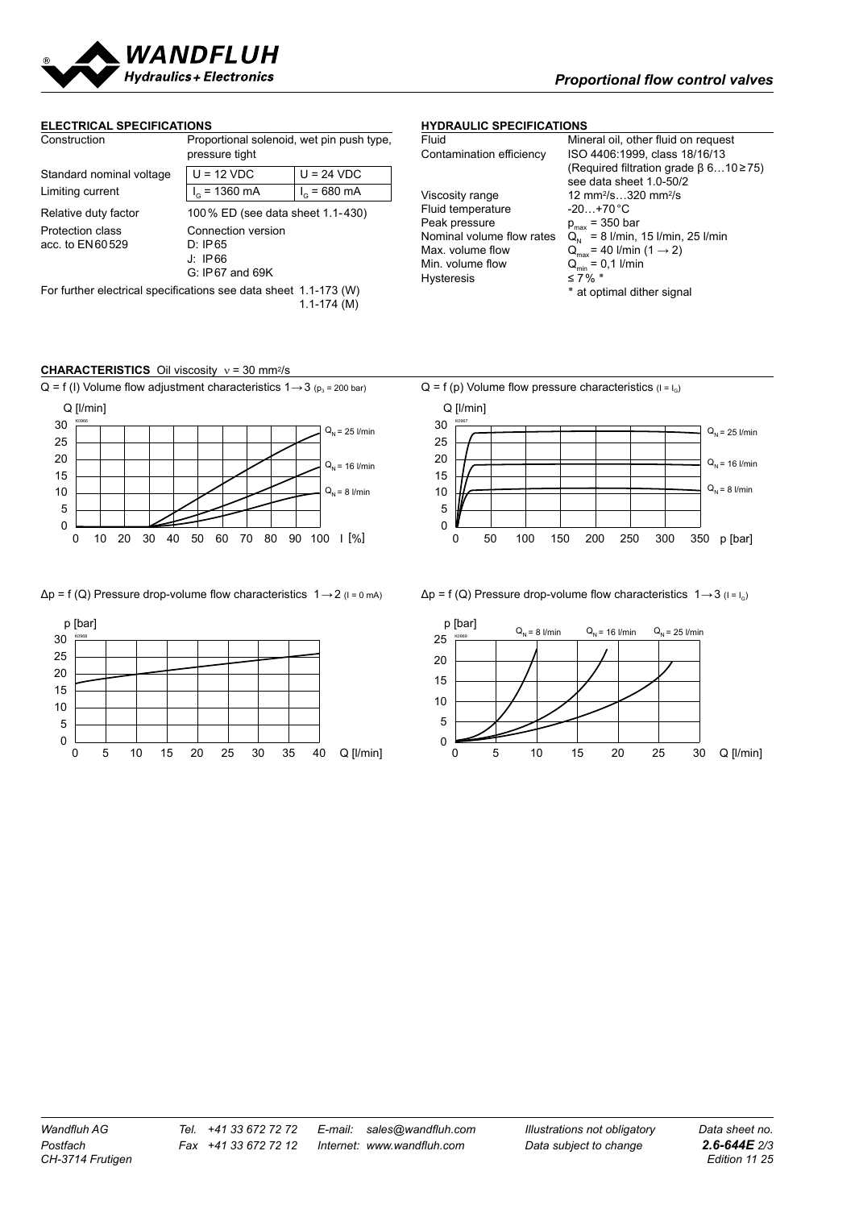## ELECTRICAL SPECIFICATIONS

| | | |
|---|---|---|
| Construction | Proportional solenoid, wet pin push type, pressure tight | |
| Standard nominal voltage | U = 12 VDC | U = 24 VDC |
| Limiting current | $I_G$ = 1360 mA | $I_G$ = 680 mA |
| Relative duty factor | 100 % ED (see data sheet 1.1-430) | |
| Protection class acc. to EN 60 529 | Connection version<br>D: IP 65<br>J: IP 66<br>G: IP 67 and 69K | |

For further electrical specifications see data sheet 1.1-173 (W)
1.1-174 (M)

## HYDRAULIC SPECIFICATIONS

| | |
|---|---|
| Fluid | Mineral oil, other fluid on request |
| Contamination efficiency | ISO 4406:1999, class 18/16/13<br>(Required filtration grade β 6…10 ≥ 75)<br>see data sheet 1.0-50/2 |
| Viscosity range | 12 mm²/s…320 mm²/s |
| Fluid temperature | -20…+70 °C |
| Peak pressure | $p_{max}$ = 350 bar |
| Nominal volume flow rates | $Q_N$ = 8 l/min, 15 l/min, 25 l/min |
| Max. volume flow | $Q_{max}$ = 40 l/min (1 → 2) |
| Min. volume flow | $Q_{min}$ = 0,1 l/min |
| Hysteresis | ≤ 7 % *<br>* at optimal dither signal |

## CHARACTERISTICS Oil viscosity ν = 30 mm²/s

Q = f (I) Volume flow adjustment characteristics 1 → 3 ($p_3$ = 200 bar)

Q = f (p) Volume flow pressure characteristics ($I = I_G$)

Δp = f (Q) Pressure drop-volume flow characteristics 1 → 2 (I = 0 mA)

Δp = f (Q) Pressure drop-volume flow characteristics 1 → 3 ($I = I_G$)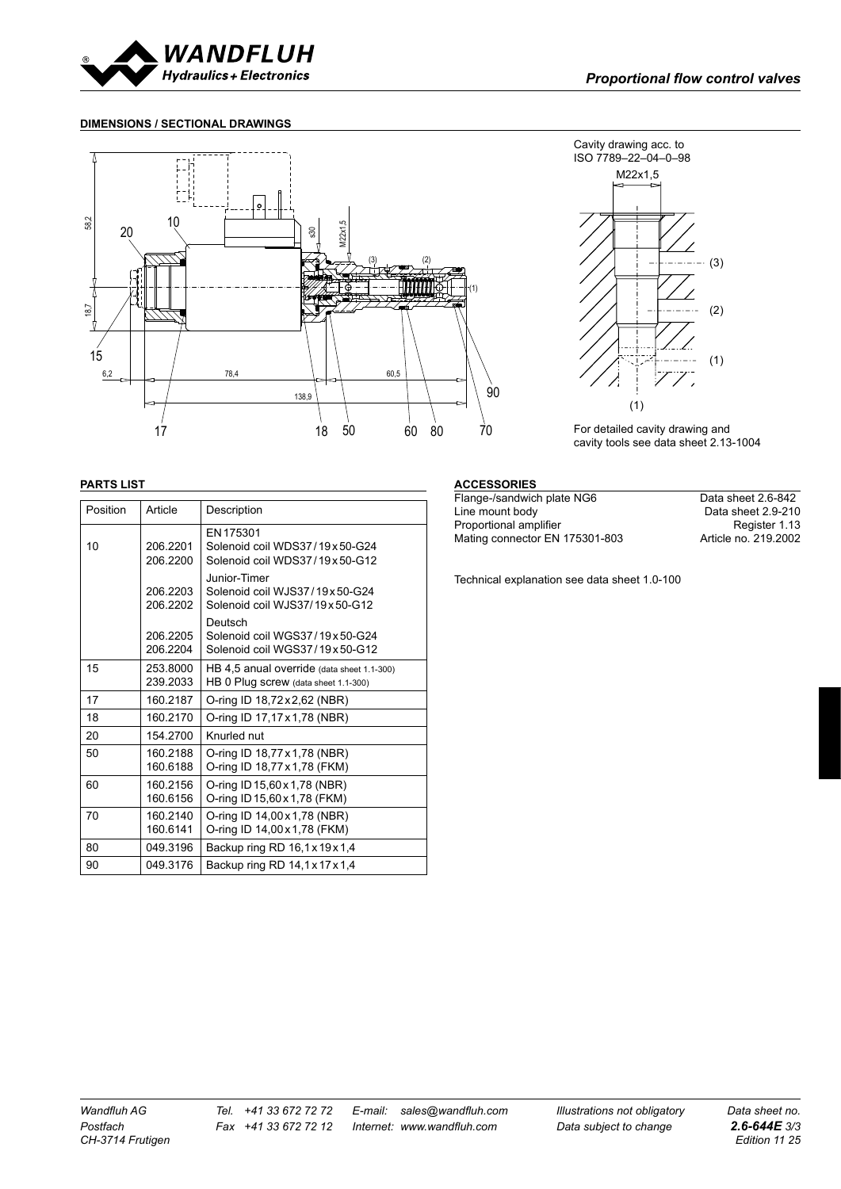## DIMENSIONS / SECTIONAL DRAWINGS

Cavity drawing acc. to ISO 7789–22–04–0–98

For detailed cavity drawing and cavity tools see data sheet 2.13-1004

## PARTS LIST

| Position | Article | Description |
|---|---|---|
| 10 | 206.2201<br>206.2200 | EN 175301<br>Solenoid coil WDS37 / 19 x 50-G24<br>Solenoid coil WDS37 / 19 x 50-G12 |
| | 206.2203<br>206.2202 | Junior-Timer<br>Solenoid coil WJS37 / 19 x 50-G24<br>Solenoid coil WJS37/ 19 x 50-G12 |
| | 206.2205<br>206.2204 | Deutsch<br>Solenoid coil WGS37 / 19 x 50-G24<br>Solenoid coil WGS37 / 19 x 50-G12 |
| 15 | 253.8000<br>239.2033 | HB 4,5 anual override (data sheet 1.1-300)<br>HB 0 Plug screw (data sheet 1.1-300) |
| 17 | 160.2187 | O-ring ID 18,72 x 2,62 (NBR) |
| 18 | 160.2170 | O-ring ID 17,17 x 1,78 (NBR) |
| 20 | 154.2700 | Knurled nut |
| 50 | 160.2188<br>160.6188 | O-ring ID 18,77 x 1,78 (NBR)<br>O-ring ID 18,77 x 1,78 (FKM) |
| 60 | 160.2156<br>160.6156 | O-ring ID 15,60 x 1,78 (NBR)<br>O-ring ID 15,60 x 1,78 (FKM) |
| 70 | 160.2140<br>160.6141 | O-ring ID 14,00 x 1,78 (NBR)<br>O-ring ID 14,00 x 1,78 (FKM) |
| 80 | 049.3196 | Backup ring RD 16,1 x 19 x 1,4 |
| 90 | 049.3176 | Backup ring RD 14,1 x 17 x 1,4 |

## ACCESSORIES

| | |
|---|---|
| Flange-/sandwich plate NG6 | Data sheet 2.6-842 |
| Line mount body | Data sheet 2.9-210 |
| Proportional amplifier | Register 1.13 |
| Mating connector EN 175301-803 | Article no. 219.2002 |

Technical explanation see data sheet 1.0-100